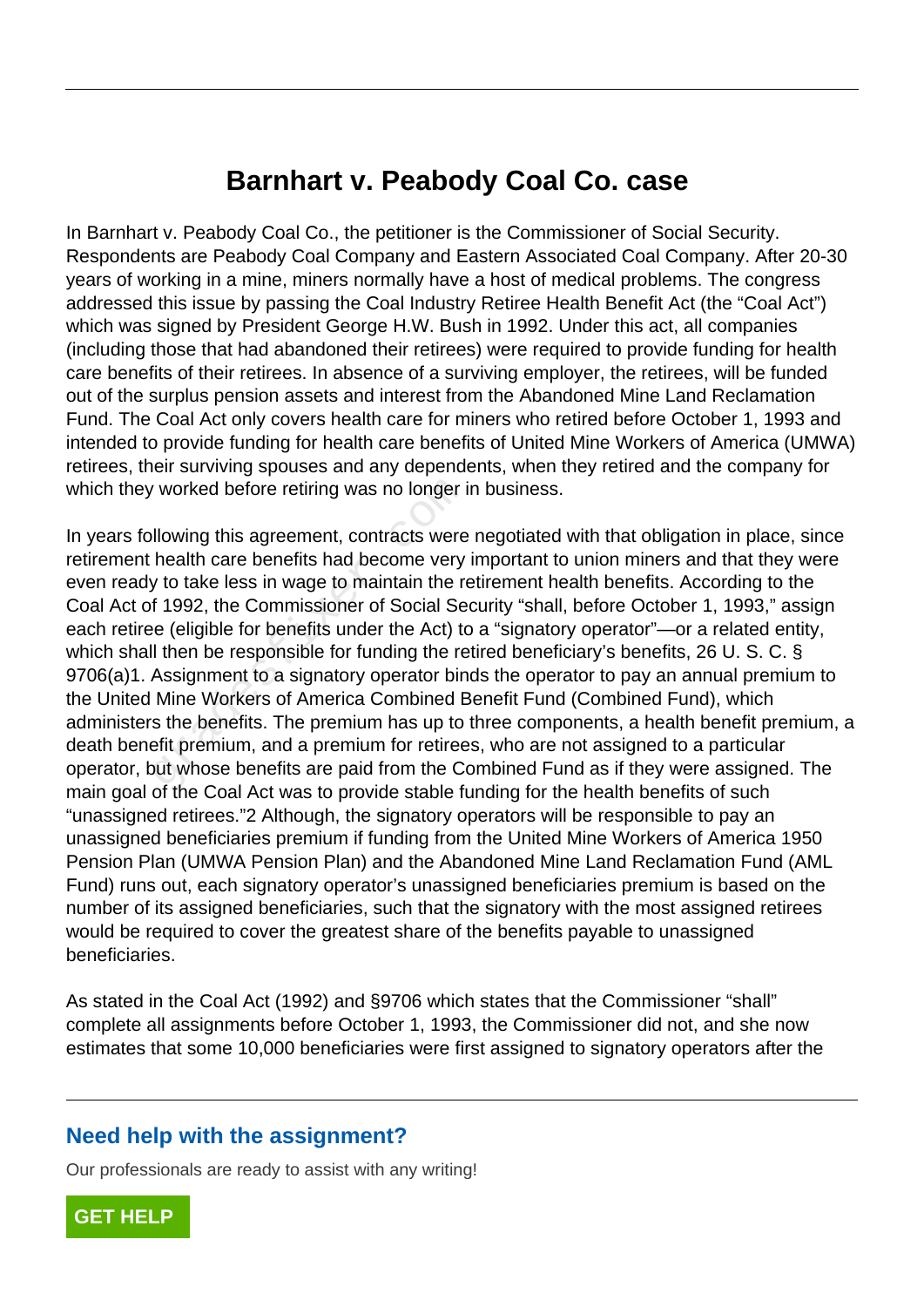# Barnhart v. Peabody Coal Co. case

In Barnhart v. Peabody Coal Co., the petitioner is the Commissioner of Social Security. Respondents are Peabody Coal Company and Eastern Associated Coal Company. After 20-30 years of working in a mine, miners normally have a host of medical problems. The congress addressed this issue by passing the Coal Industry Retiree Health Benefit Act (the "Coal Act") which was signed by President George H.W. Bush in 1992. Under this act, all companies (including those that had abandoned their retirees) were required to provide funding for health care benefits of their retirees. In absence of a surviving employer, the retirees, will be funded out of the surplus pension assets and interest from the Abandoned Mine Land Reclamation Fund. The Coal Act only covers health care for miners who retired before October 1, 1993 and intended to provide funding for health care benefits of United Mine Workers of America (UMWA) retirees, their surviving spouses and any dependents, when they retired and the company for which they worked before retiring was no longer in business.

In years following this agreement, contracts were negotiated with that obligation in place, since retirement health care benefits had become very important to union miners and that they were even ready to take less in wage to maintain the retirement health benefits. According to the Coal Act of 1992, the Commissioner of Social Security "shall, before October 1, 1993," assign each retiree (eligible for benefits under the Act) to a "signatory operator"—or a related entity, which shall then be responsible for funding the retired beneficiary's benefits, 26 U. S. C. § 9706(a)1. Assignment to a signatory operator binds the operator to pay an annual premium to the United Mine Workers of America Combined Benefit Fund (Combined Fund), which administers the benefits. The premium has up to three components, a health benefit premium, a death benefit premium, and a premium for retirees, who are not assigned to a particular operator, but whose benefits are paid from the Combined Fund as if they were assigned. The main goal of the Coal Act was to provide stable funding for the health benefits of such "unassigned retirees."2 Although, the signatory operators will be responsible to pay an unassigned beneficiaries premium if funding from the United Mine Workers of America 1950 Pension Plan (UMWA Pension Plan) and the Abandoned Mine Land Reclamation Fund (AML Fund) runs out, each signatory operator's unassigned beneficiaries premium is based on the number of its assigned beneficiaries, such that the signatory with the most assigned retirees would be required to cover the greatest share of the benefits payable to unassigned beneficiaries.

As stated in the Coal Act (1992) and §9706 which states that the Commissioner "shall" complete all assignments before October 1, 1993, the Commissioner did not, and she now estimates that some 10,000 beneficiaries were first assigned to signatory operators after the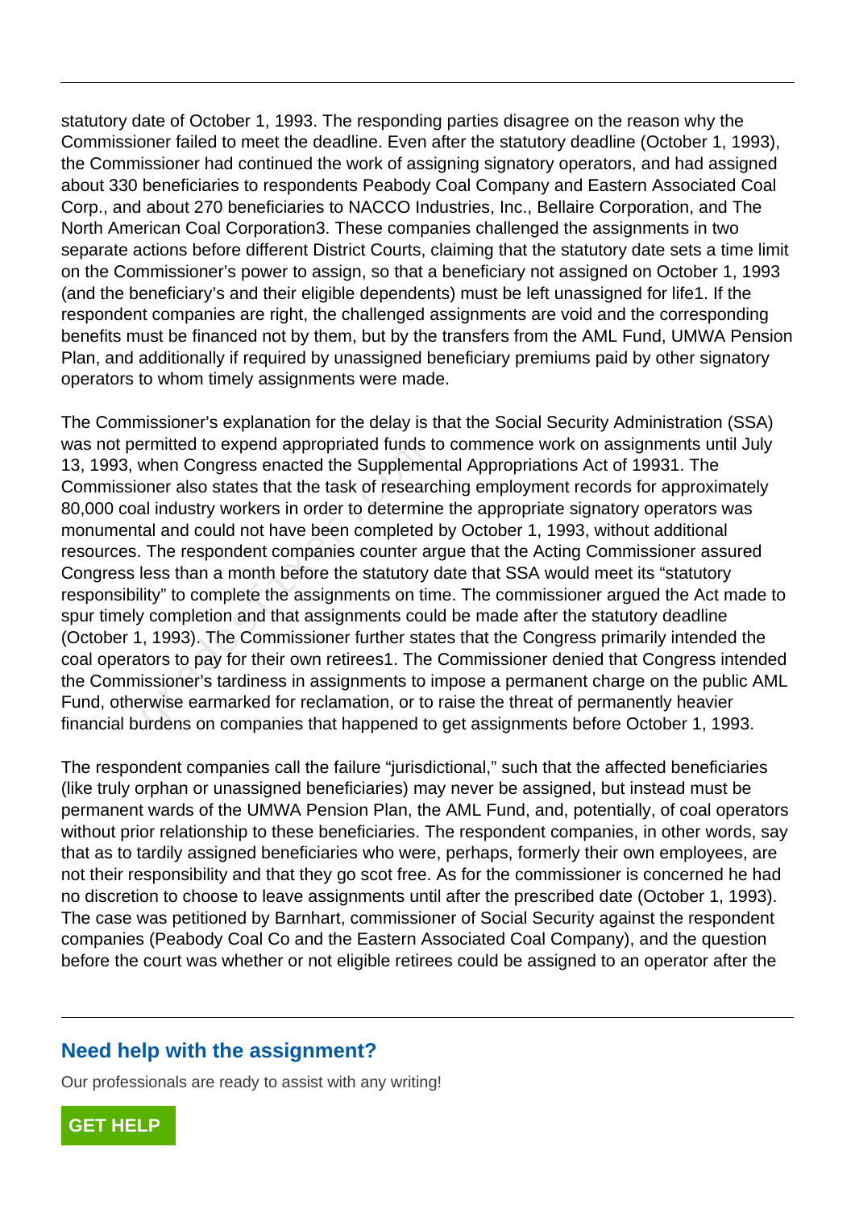statutory date of October 1, 1993. The responding parties disagree on the reason why the Commissioner failed to meet the deadline. Even after the statutory deadline (October 1, 1993), the Commissioner had continued the work of assigning signatory operators, and had assigned about 330 beneficiaries to respondents Peabody Coal Company and Eastern Associated Coal Corp., and about 270 beneficiaries to NACCO Industries, Inc., Bellaire Corporation, and The North American Coal Corporation3. These companies challenged the assignments in two separate actions before different District Courts, claiming that the statutory date sets a time limit on the Commissioner's power to assign, so that a beneficiary not assigned on October 1, 1993 (and the beneficiary's and their eligible dependents) must be left unassigned for life1. If the respondent companies are right, the challenged assignments are void and the corresponding benefits must be financed not by them, but by the transfers from the AML Fund, UMWA Pension Plan, and additionally if required by unassigned beneficiary premiums paid by other signatory operators to whom timely assignments were made.

The Commissioner's explanation for the delay is that the Social Security Administration (SSA) was not permitted to expend appropriated funds to commence work on assignments until July 13, 1993, when Congress enacted the Supplemental Appropriations Act of 19931. The Commissioner also states that the task of researching employment records for approximately 80,000 coal industry workers in order to determine the appropriate signatory operators was monumental and could not have been completed by October 1, 1993, without additional resources. The respondent companies counter argue that the Acting Commissioner assured Congress less than a month before the statutory date that SSA would meet its "statutory responsibility" to complete the assignments on time. The commissioner argued the Act made to spur timely completion and that assignments could be made after the statutory deadline (October 1, 1993). The Commissioner further states that the Congress primarily intended the coal operators to pay for their own retirees1. The Commissioner denied that Congress intended the Commissioner's tardiness in assignments to impose a permanent charge on the public AML Fund, otherwise earmarked for reclamation, or to raise the threat of permanently heavier financial burdens on companies that happened to get assignments before October 1, 1993.

The respondent companies call the failure "jurisdictional," such that the affected beneficiaries (like truly orphan or unassigned beneficiaries) may never be assigned, but instead must be permanent wards of the UMWA Pension Plan, the AML Fund, and, potentially, of coal operators without prior relationship to these beneficiaries. The respondent companies, in other words, say that as to tardily assigned beneficiaries who were, perhaps, formerly their own employees, are not their responsibility and that they go scot free. As for the commissioner is concerned he had no discretion to choose to leave assignments until after the prescribed date (October 1, 1993). The case was petitioned by Barnhart, commissioner of Social Security against the respondent companies (Peabody Coal Co and the Eastern Associated Coal Company), and the question before the court was whether or not eligible retirees could be assigned to an operator after the

## Need help with the assignment?

Our professionals are ready to assist with any writing!

GET HELP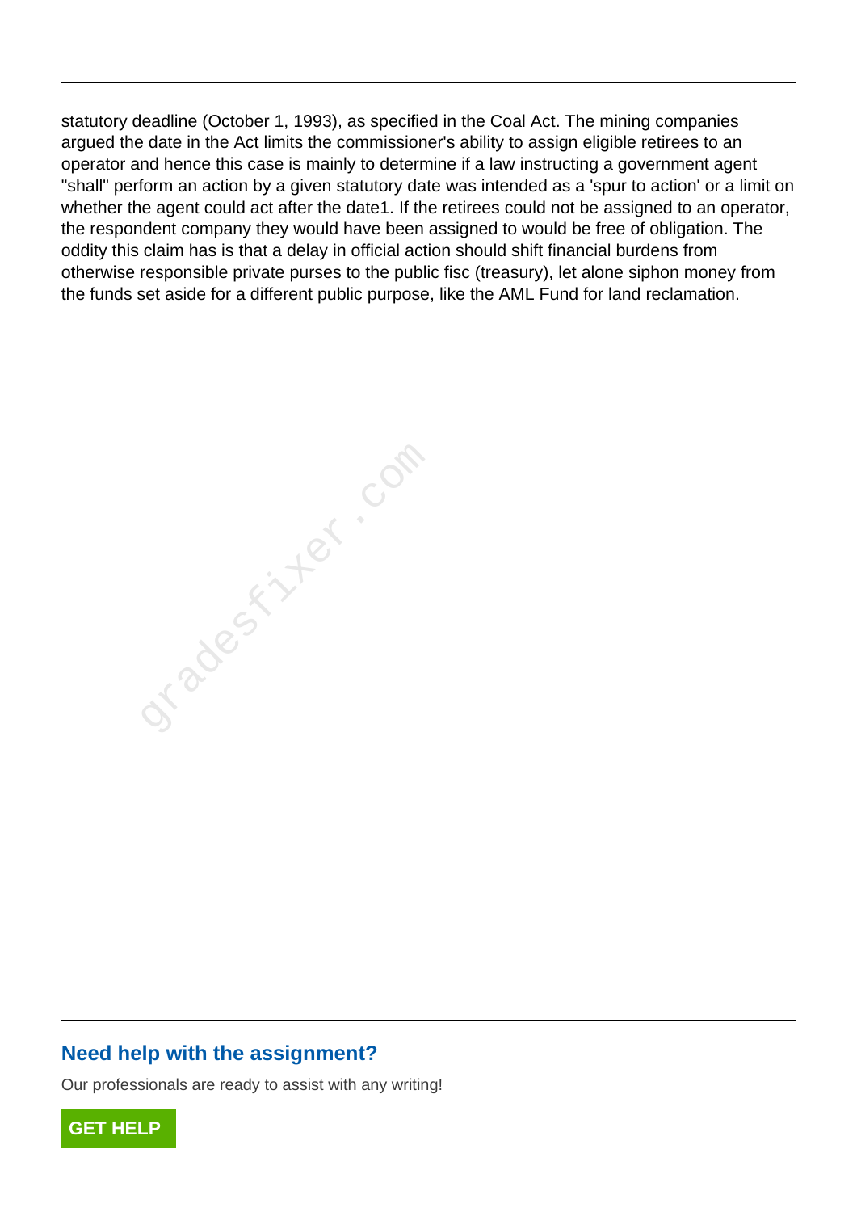statutory deadline (October 1, 1993), as specified in the Coal Act. The mining companies argued the date in the Act limits the commissioner's ability to assign eligible retirees to an operator and hence this case is mainly to determine if a law instructing a government agent "shall" perform an action by a given statutory date was intended as a 'spur to action' or a limit on whether the agent could act after the date1. If the retirees could not be assigned to an operator, the respondent company they would have been assigned to would be free of obligation. The oddity this claim has is that a delay in official action should shift financial burdens from otherwise responsible private purses to the public fisc (treasury), let alone siphon money from the funds set aside for a different public purpose, like the AML Fund for land reclamation.